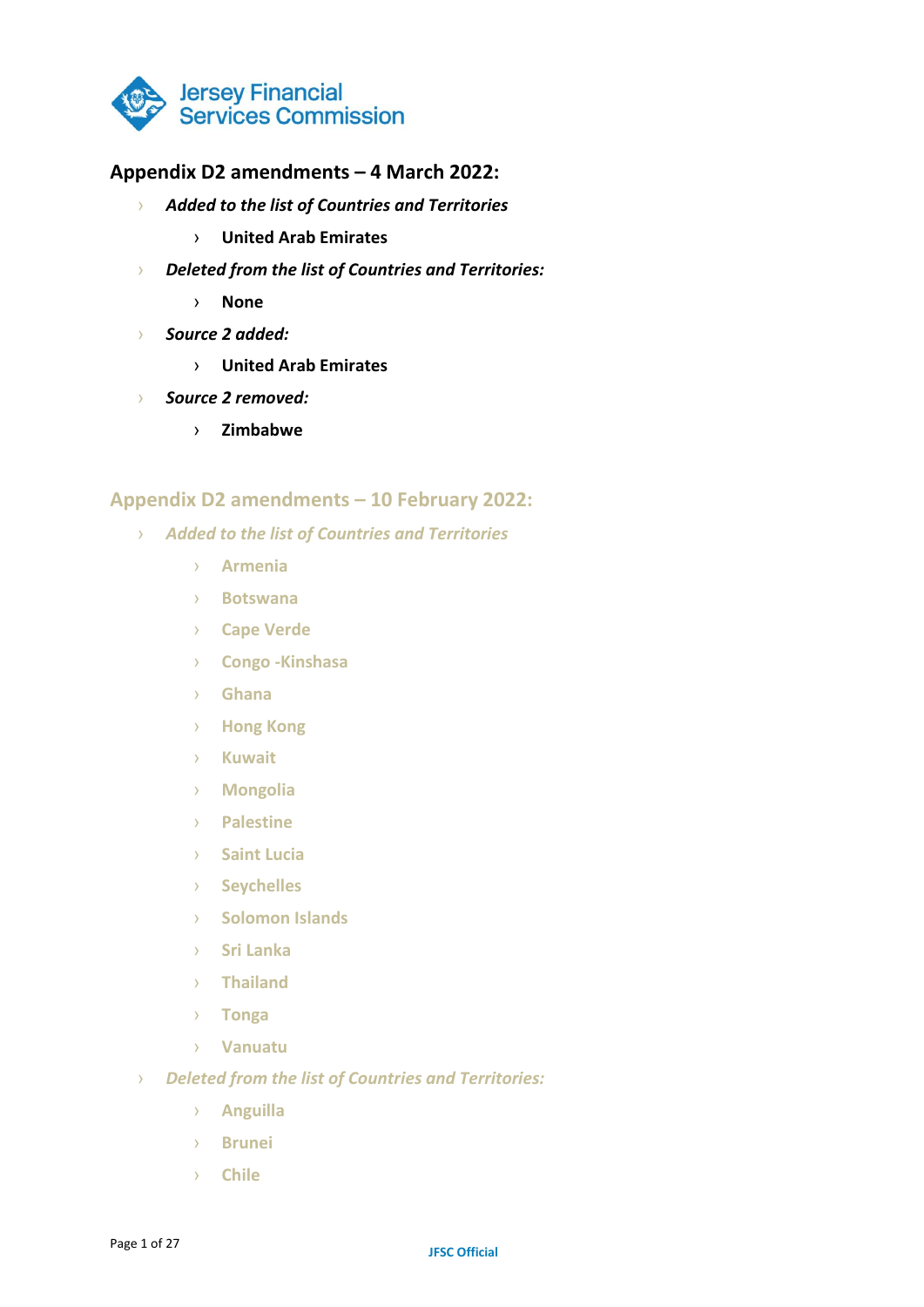## Appendix D2 amendments – 4 March 2022:

- ***Added to the list of Countries and Territories***
  - **United Arab Emirates**
- ***Deleted from the list of Countries and Territories:***
  - **None**
- ***Source 2 added:***
  - **United Arab Emirates**
- ***Source 2 removed:***
  - **Zimbabwe**

## Appendix D2 amendments – 10 February 2022:

- ***Added to the list of Countries and Territories***
  - **Armenia**
  - **Botswana**
  - **Cape Verde**
  - **Congo -Kinshasa**
  - **Ghana**
  - **Hong Kong**
  - **Kuwait**
  - **Mongolia**
  - **Palestine**
  - **Saint Lucia**
  - **Seychelles**
  - **Solomon Islands**
  - **Sri Lanka**
  - **Thailand**
  - **Tonga**
  - **Vanuatu**
- ***Deleted from the list of Countries and Territories:***
  - **Anguilla**
  - **Brunei**
  - **Chile**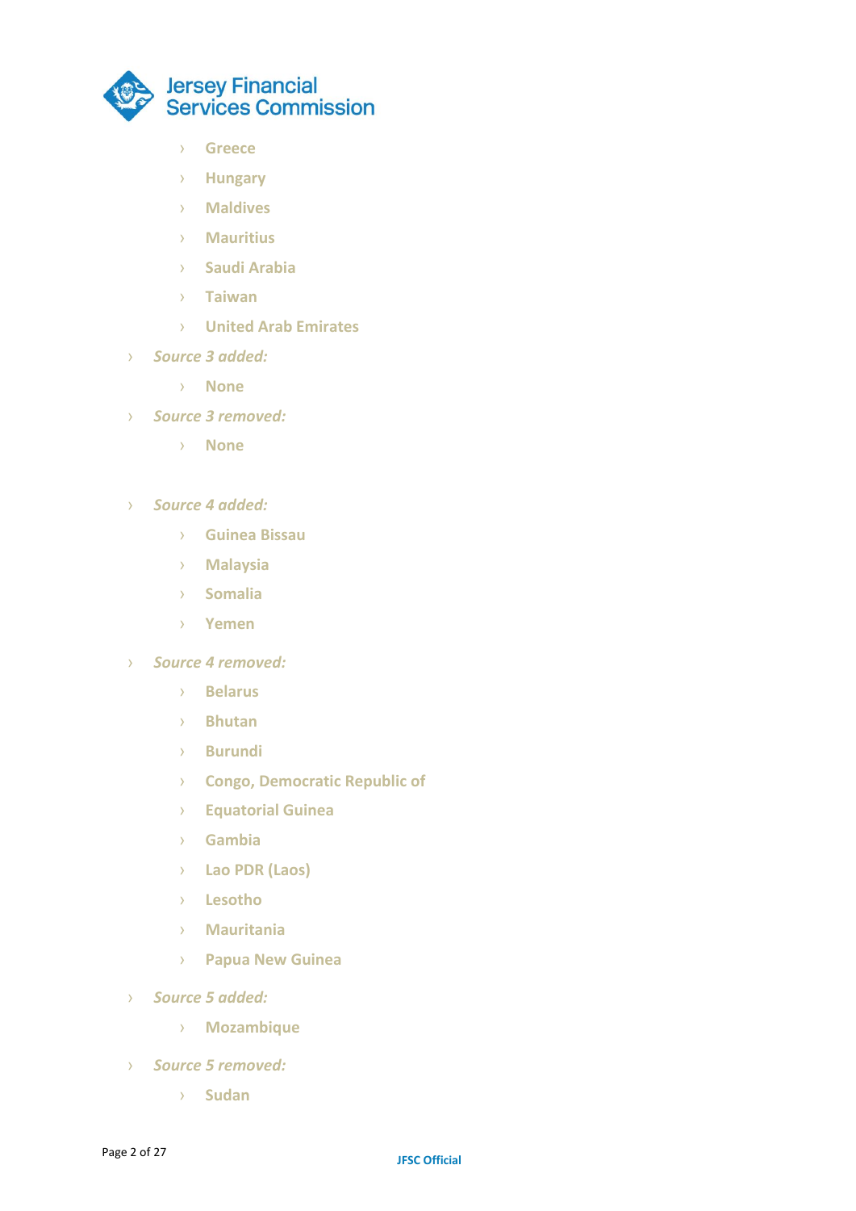- Greece
    - Hungary
    - Maldives
    - Mauritius
    - Saudi Arabia
    - Taiwan
    - United Arab Emirates
- *Source 3 added:*
    - None
- *Source 3 removed:*
    - None
- *Source 4 added:*
    - Guinea Bissau
    - Malaysia
    - Somalia
    - Yemen
- *Source 4 removed:*
    - Belarus
    - Bhutan
    - Burundi
    - Congo, Democratic Republic of
    - Equatorial Guinea
    - Gambia
    - Lao PDR (Laos)
    - Lesotho
    - Mauritania
    - Papua New Guinea
- *Source 5 added:*
    - Mozambique
- *Source 5 removed:*
    - Sudan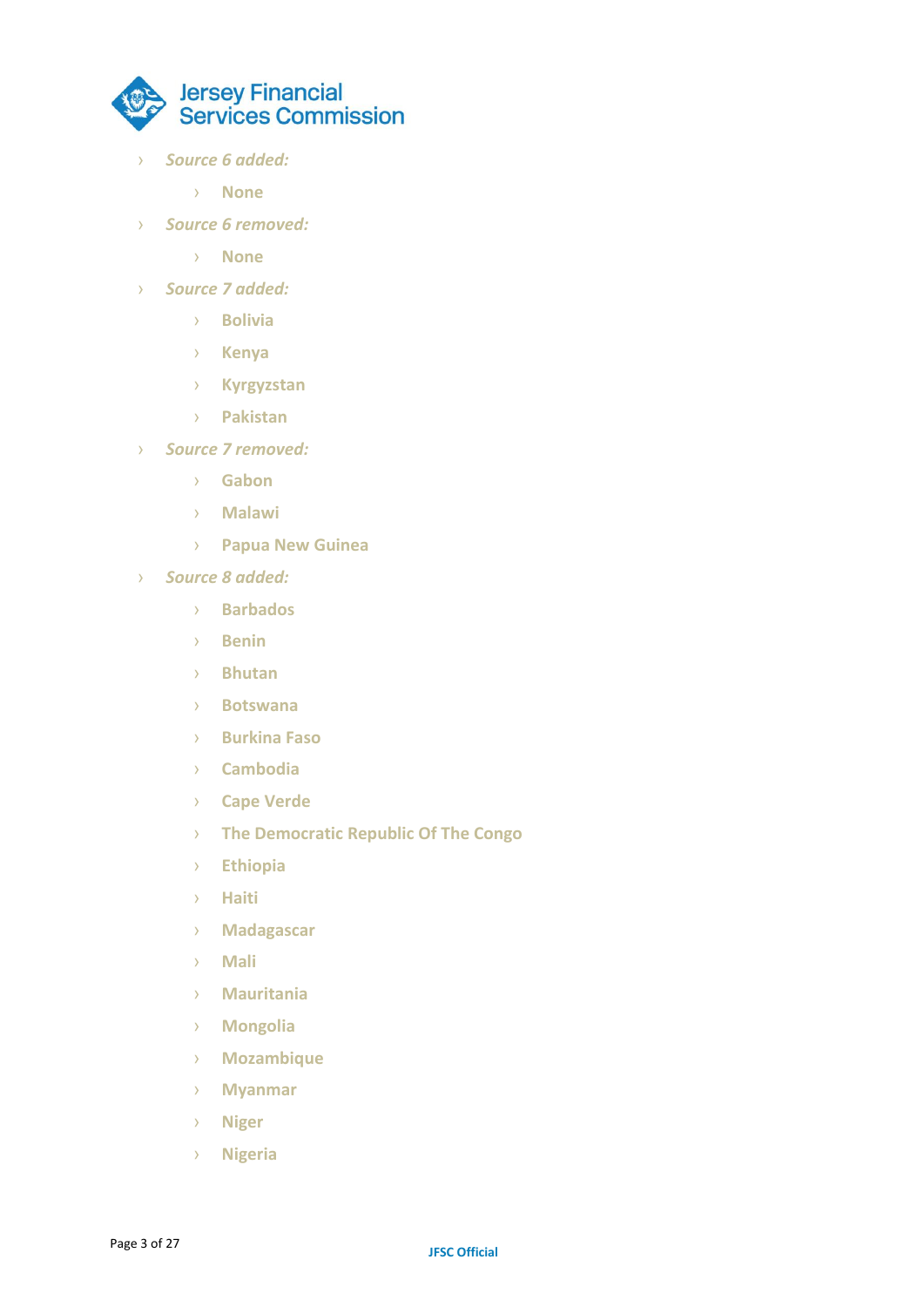- *Source 6 added:*
  - None
- *Source 6 removed:*
  - None
- *Source 7 added:*
  - Bolivia
  - Kenya
  - Kyrgyzstan
  - Pakistan
- *Source 7 removed:*
  - Gabon
  - Malawi
  - Papua New Guinea
- *Source 8 added:*
  - Barbados
  - Benin
  - Bhutan
  - Botswana
  - Burkina Faso
  - Cambodia
  - Cape Verde
  - The Democratic Republic Of The Congo
  - Ethiopia
  - Haiti
  - Madagascar
  - Mali
  - Mauritania
  - Mongolia
  - Mozambique
  - Myanmar
  - Niger
  - Nigeria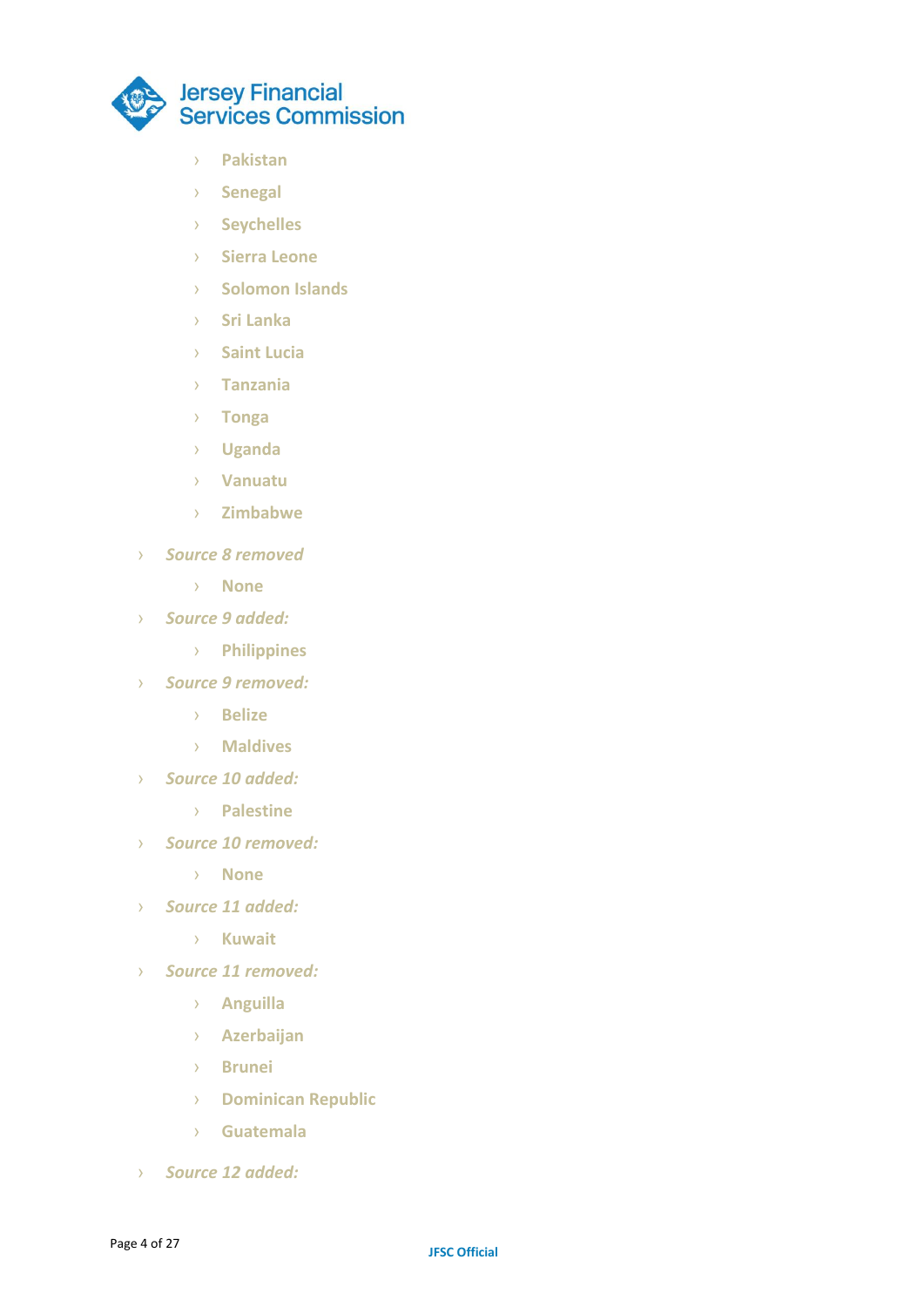- Pakistan
    - Senegal
    - Seychelles
    - Sierra Leone
    - Solomon Islands
    - Sri Lanka
    - Saint Lucia
    - Tanzania
    - Tonga
    - Uganda
    - Vanuatu
    - Zimbabwe
- *Source 8 removed*
    - None
- *Source 9 added:*
    - Philippines
- *Source 9 removed:*
    - Belize
    - Maldives
- *Source 10 added:*
    - Palestine
- *Source 10 removed:*
    - None
- *Source 11 added:*
    - Kuwait
- *Source 11 removed:*
    - Anguilla
    - Azerbaijan
    - Brunei
    - Dominican Republic
    - Guatemala
- *Source 12 added:*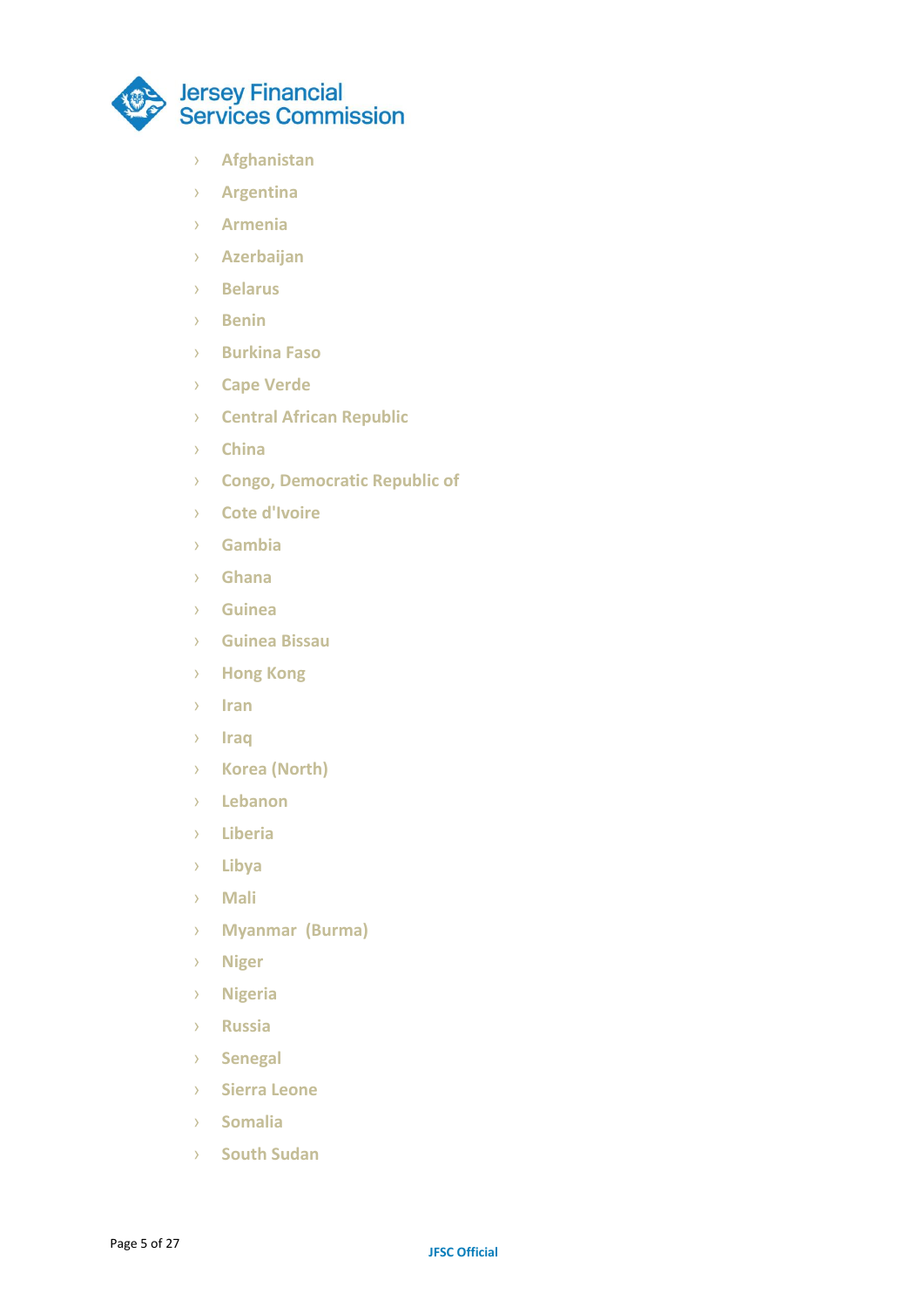- Afghanistan
- Argentina
- Armenia
- Azerbaijan
- Belarus
- Benin
- Burkina Faso
- Cape Verde
- Central African Republic
- China
- Congo, Democratic Republic of
- Cote d'Ivoire
- Gambia
- Ghana
- Guinea
- Guinea Bissau
- Hong Kong
- Iran
- Iraq
- Korea (North)
- Lebanon
- Liberia
- Libya
- Mali
- Myanmar (Burma)
- Niger
- Nigeria
- Russia
- Senegal
- Sierra Leone
- Somalia
- South Sudan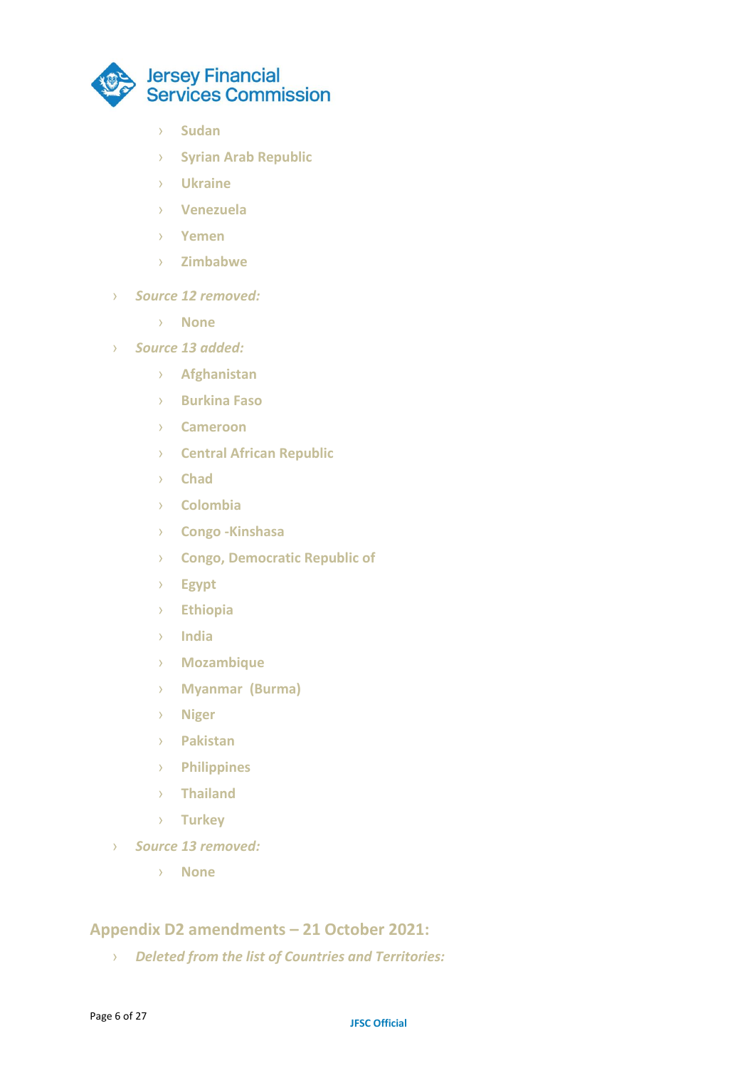- Sudan
- Syrian Arab Republic
- Ukraine
- Venezuela
- Yemen
- Zimbabwe

- *Source 12 removed:*
  - None
- *Source 13 added:*
  - Afghanistan
  - Burkina Faso
  - Cameroon
  - Central African Republic
  - Chad
  - Colombia
  - Congo -Kinshasa
  - Congo, Democratic Republic of
  - Egypt
  - Ethiopia
  - India
  - Mozambique
  - Myanmar (Burma)
  - Niger
  - Pakistan
  - Philippines
  - Thailand
  - Turkey
- *Source 13 removed:*
  - None

## Appendix D2 amendments – 21 October 2021:

- *Deleted from the list of Countries and Territories:*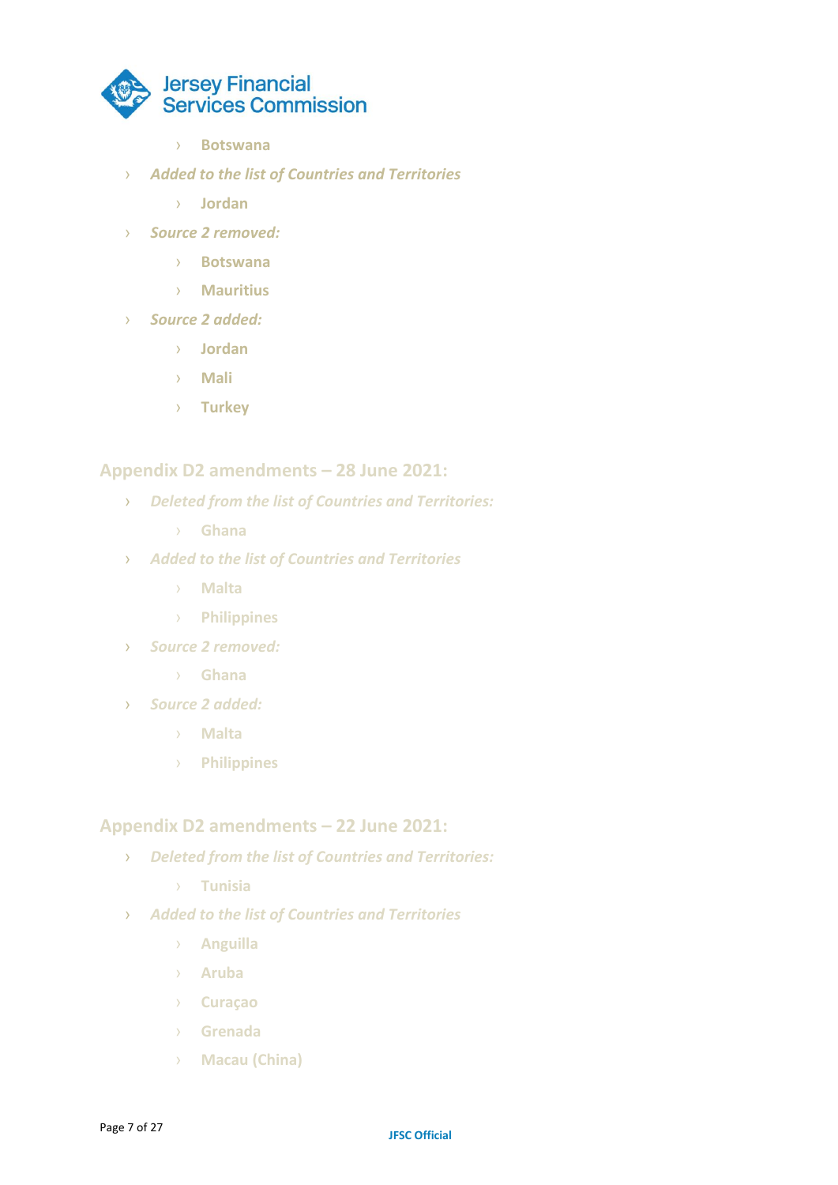- Botswana
- *Added to the list of Countries and Territories*
  - Jordan
- *Source 2 removed:*
  - Botswana
  - Mauritius
- *Source 2 added:*
  - Jordan
  - Mali
  - Turkey

## Appendix D2 amendments – 28 June 2021:

- *Deleted from the list of Countries and Territories:*
  - Ghana
- *Added to the list of Countries and Territories*
  - Malta
  - Philippines
- *Source 2 removed:*
  - Ghana
- *Source 2 added:*
  - Malta
  - Philippines

## Appendix D2 amendments – 22 June 2021:

- *Deleted from the list of Countries and Territories:*
  - Tunisia
- *Added to the list of Countries and Territories*
  - Anguilla
  - Aruba
  - Curaçao
  - Grenada
  - Macau (China)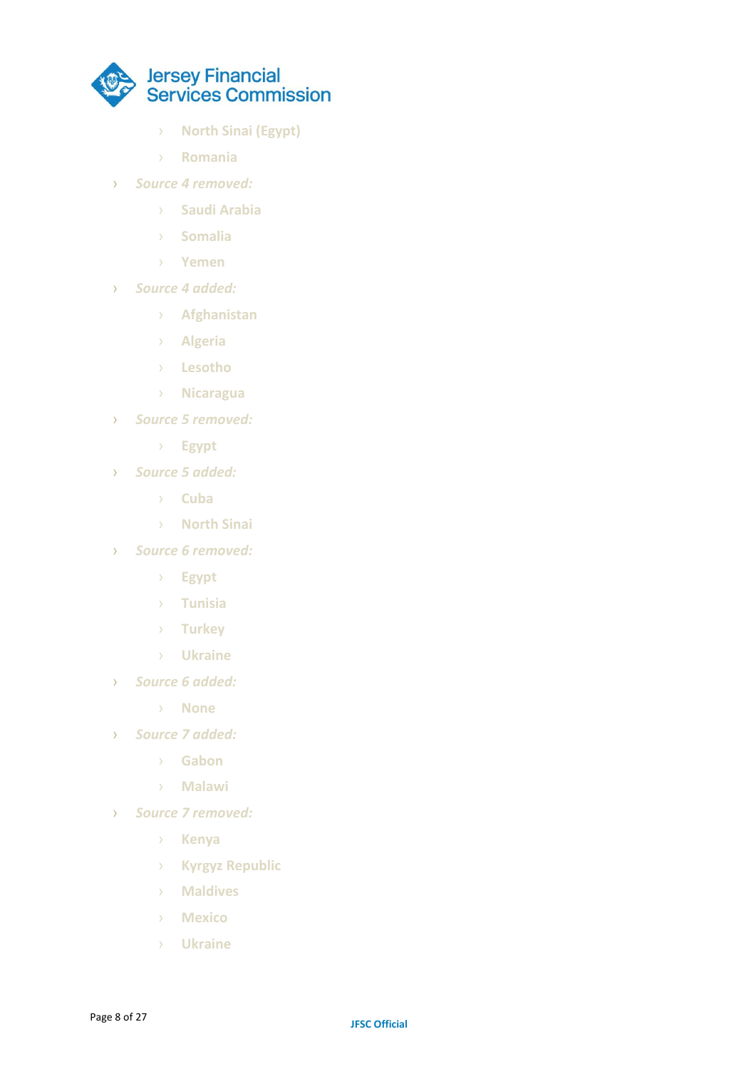- North Sinai (Egypt)
    - Romania
- *Source 4 removed:*
    - Saudi Arabia
    - Somalia
    - Yemen
- *Source 4 added:*
    - Afghanistan
    - Algeria
    - Lesotho
    - Nicaragua
- *Source 5 removed:*
    - Egypt
- *Source 5 added:*
    - Cuba
    - North Sinai
- *Source 6 removed:*
    - Egypt
    - Tunisia
    - Turkey
    - Ukraine
- *Source 6 added:*
    - None
- *Source 7 added:*
    - Gabon
    - Malawi
- *Source 7 removed:*
    - Kenya
    - Kyrgyz Republic
    - Maldives
    - Mexico
    - Ukraine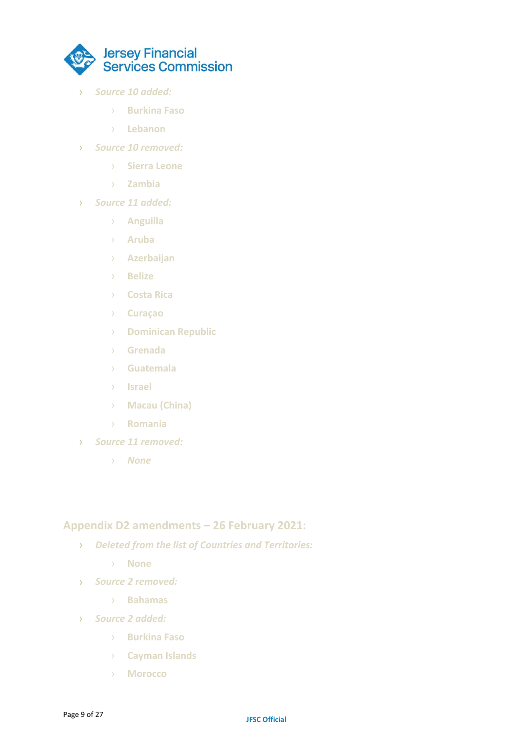- *Source 10 added:*
  - Burkina Faso
  - Lebanon
- *Source 10 removed:*
  - Sierra Leone
  - Zambia
- *Source 11 added:*
  - Anguilla
  - Aruba
  - Azerbaijan
  - Belize
  - Costa Rica
  - Curaçao
  - Dominican Republic
  - Grenada
  - Guatemala
  - Israel
  - Macau (China)
  - Romania
- *Source 11 removed:*
  - *None*

## Appendix D2 amendments – 26 February 2021:

- *Deleted from the list of Countries and Territories:*
  - None
- *Source 2 removed:*
  - Bahamas
- *Source 2 added:*
  - Burkina Faso
  - Cayman Islands
  - Morocco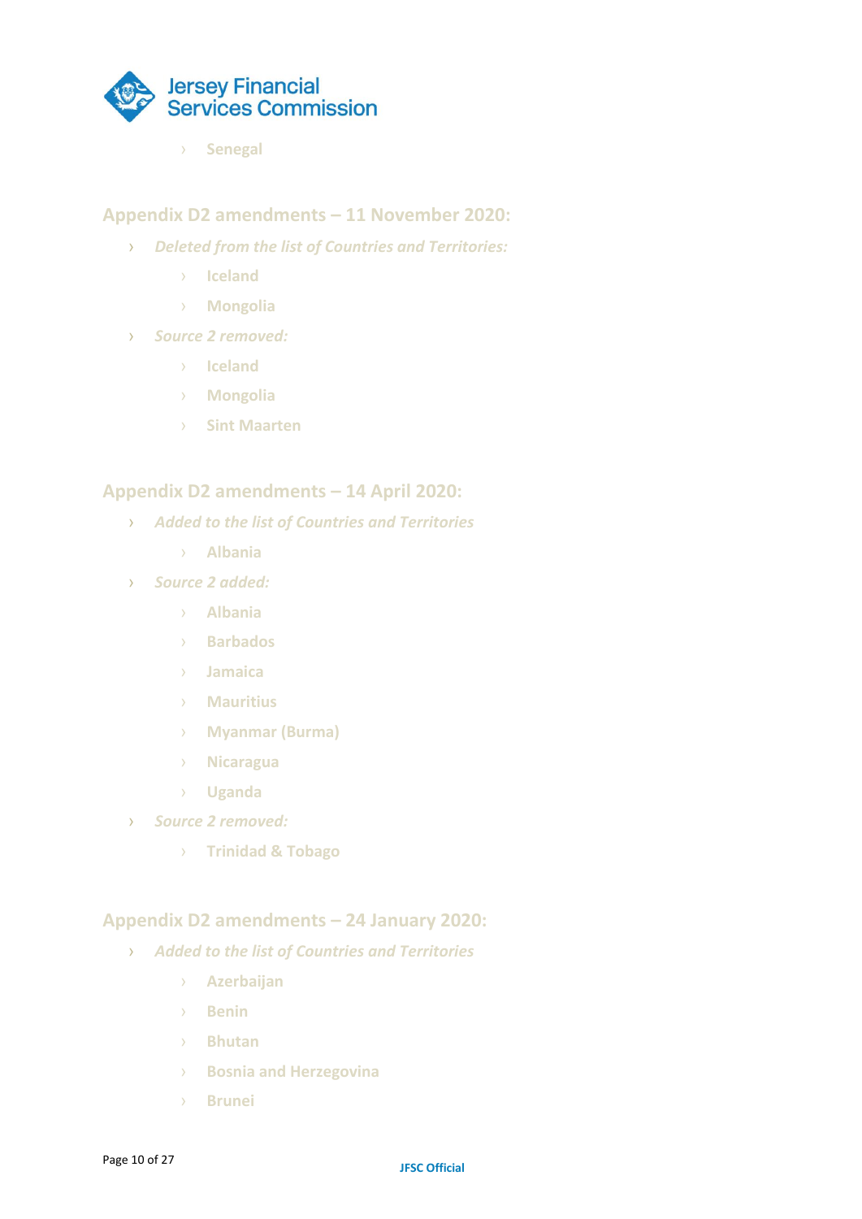- Senegal

## Appendix D2 amendments – 11 November 2020:

- *Deleted from the list of Countries and Territories:*
  - Iceland
  - Mongolia
- *Source 2 removed:*
  - Iceland
  - Mongolia
  - Sint Maarten

## Appendix D2 amendments – 14 April 2020:

- *Added to the list of Countries and Territories*
  - Albania
- *Source 2 added:*
  - Albania
  - Barbados
  - Jamaica
  - Mauritius
  - Myanmar (Burma)
  - Nicaragua
  - Uganda
- *Source 2 removed:*
  - Trinidad & Tobago

## Appendix D2 amendments – 24 January 2020:

- *Added to the list of Countries and Territories*
  - Azerbaijan
  - Benin
  - Bhutan
  - Bosnia and Herzegovina
  - Brunei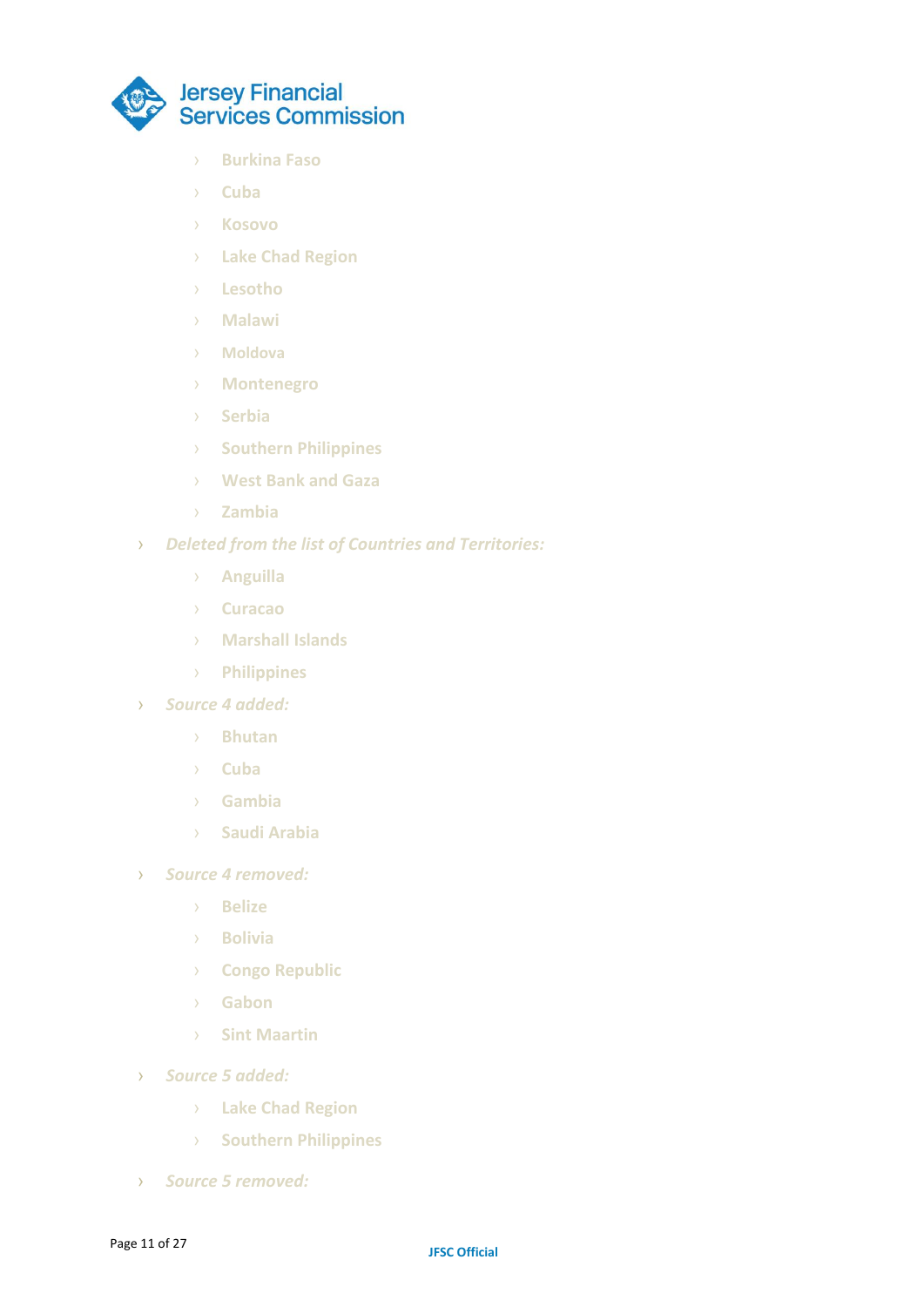- Burkina Faso
- Cuba
- Kosovo
- Lake Chad Region
- Lesotho
- Malawi
- Moldova
- Montenegro
- Serbia
- Southern Philippines
- West Bank and Gaza
- Zambia

- *Deleted from the list of Countries and Territories:*
  - Anguilla
  - Curacao
  - Marshall Islands
  - Philippines
- *Source 4 added:*
  - Bhutan
  - Cuba
  - Gambia
  - Saudi Arabia
- *Source 4 removed:*
  - Belize
  - Bolivia
  - Congo Republic
  - Gabon
  - Sint Maartin
- *Source 5 added:*
  - Lake Chad Region
  - Southern Philippines
- *Source 5 removed:*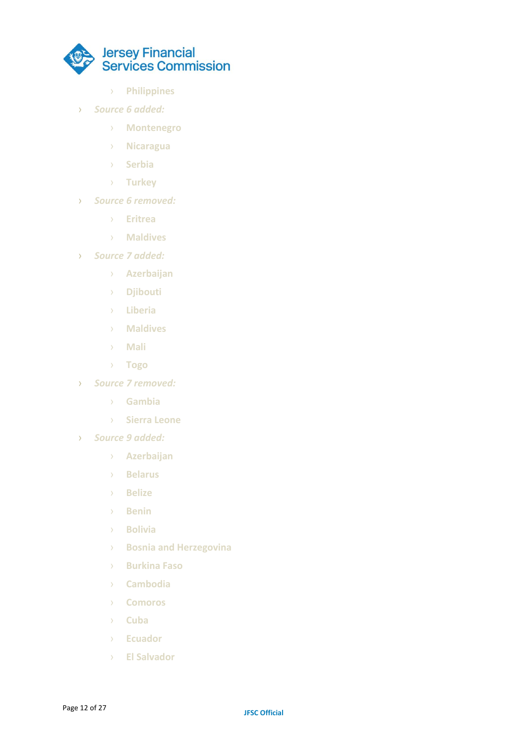- Philippines
- *Source 6 added:*
    - Montenegro
    - Nicaragua
    - Serbia
    - Turkey
- *Source 6 removed:*
    - Eritrea
    - Maldives
- *Source 7 added:*
    - Azerbaijan
    - Djibouti
    - Liberia
    - Maldives
    - Mali
    - Togo
- *Source 7 removed:*
    - Gambia
    - Sierra Leone
- *Source 9 added:*
    - Azerbaijan
    - Belarus
    - Belize
    - Benin
    - Bolivia
    - Bosnia and Herzegovina
    - Burkina Faso
    - Cambodia
    - Comoros
    - Cuba
    - Ecuador
    - El Salvador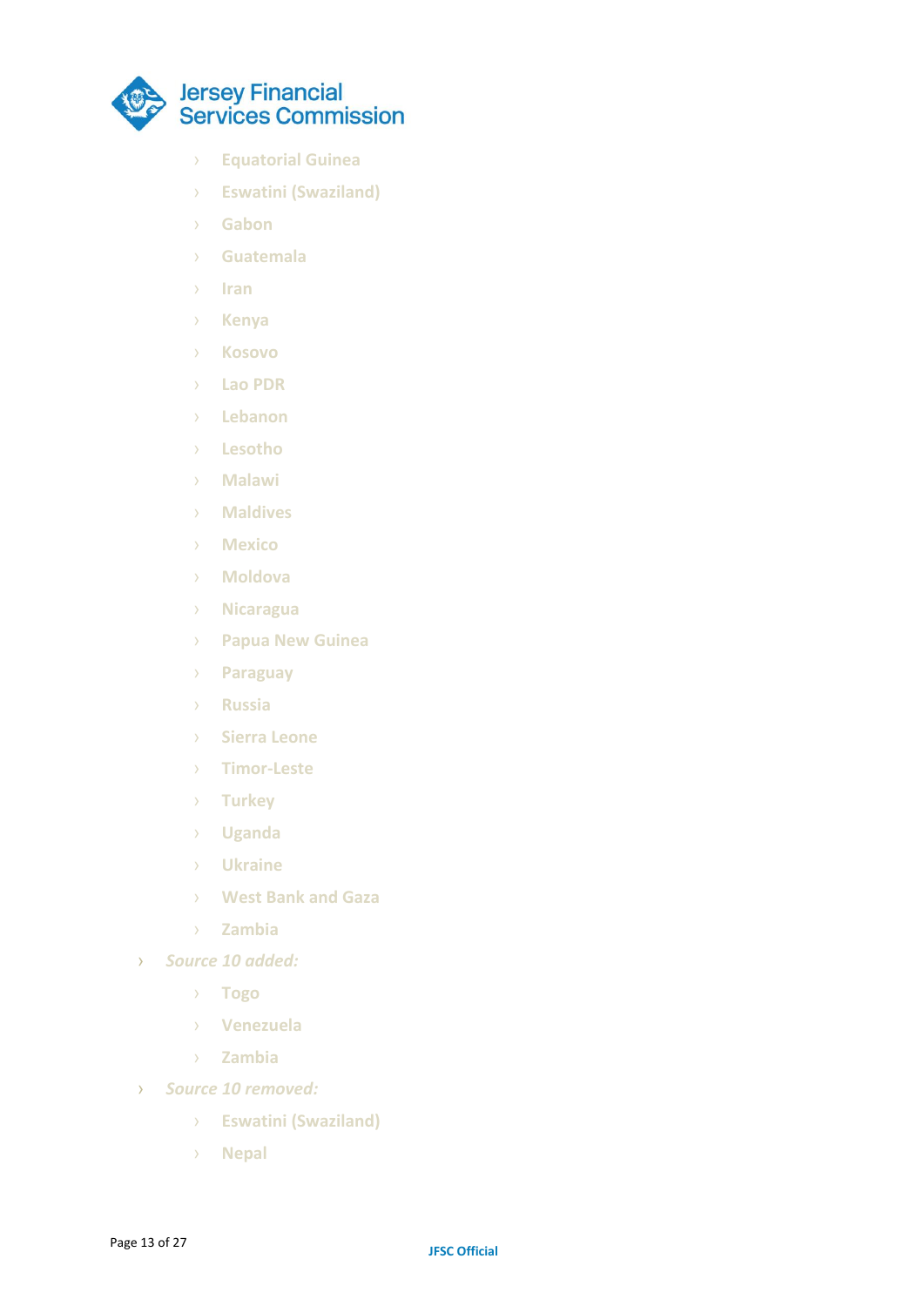- Equatorial Guinea
    - Eswatini (Swaziland)
    - Gabon
    - Guatemala
    - Iran
    - Kenya
    - Kosovo
    - Lao PDR
    - Lebanon
    - Lesotho
    - Malawi
    - Maldives
    - Mexico
    - Moldova
    - Nicaragua
    - Papua New Guinea
    - Paraguay
    - Russia
    - Sierra Leone
    - Timor-Leste
    - Turkey
    - Uganda
    - Ukraine
    - West Bank and Gaza
    - Zambia
- *Source 10 added:*
    - Togo
    - Venezuela
    - Zambia
- *Source 10 removed:*
    - Eswatini (Swaziland)
    - Nepal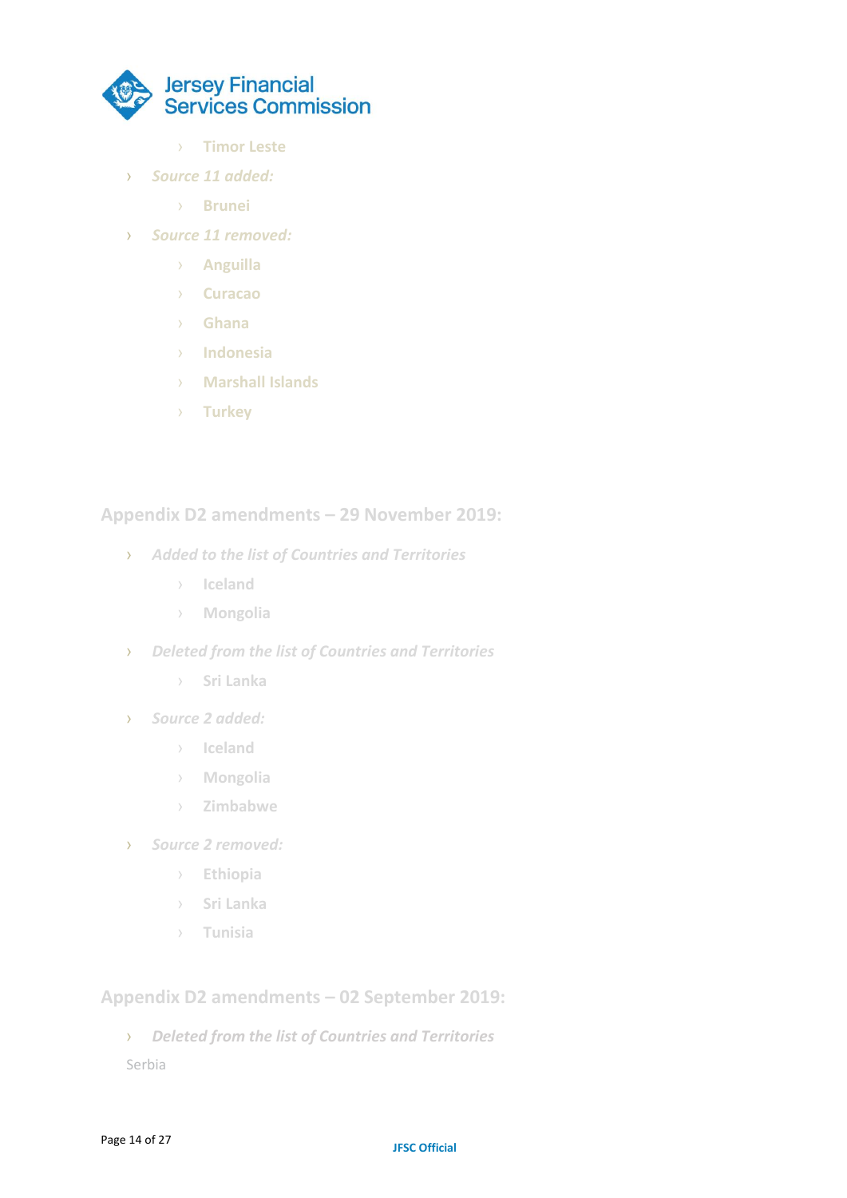- Timor Leste
- *Source 11 added:*
  - Brunei
- *Source 11 removed:*
  - Anguilla
  - Curacao
  - Ghana
  - Indonesia
  - Marshall Islands
  - Turkey

## Appendix D2 amendments – 29 November 2019:

- *Added to the list of Countries and Territories*
  - Iceland
  - Mongolia
- *Deleted from the list of Countries and Territories*
  - Sri Lanka
- *Source 2 added:*
  - Iceland
  - Mongolia
  - Zimbabwe
- *Source 2 removed:*
  - Ethiopia
  - Sri Lanka
  - Tunisia

## Appendix D2 amendments – 02 September 2019:

- *Deleted from the list of Countries and Territories*

Serbia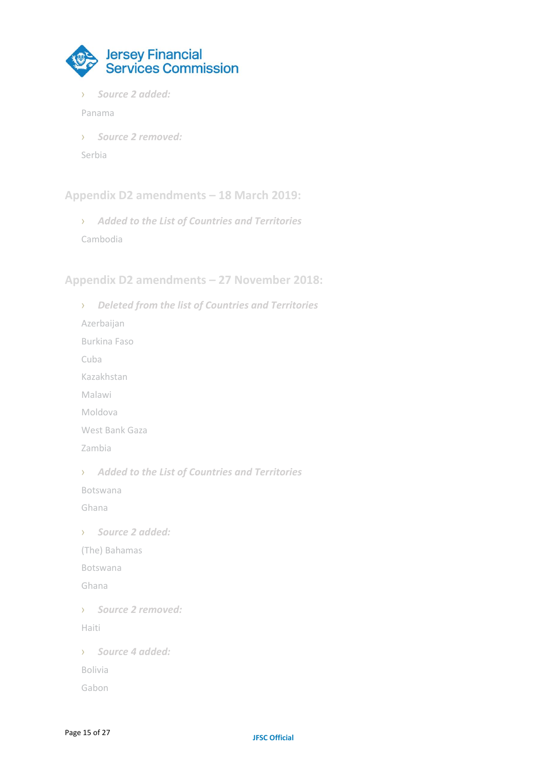- *Source 2 added:*

Panama

- *Source 2 removed:*

Serbia

## Appendix D2 amendments – 18 March 2019:

- *Added to the List of Countries and Territories*

Cambodia

## Appendix D2 amendments – 27 November 2018:

- *Deleted from the list of Countries and Territories*

Azerbaijan

Burkina Faso

Cuba

Kazakhstan

Malawi

Moldova

West Bank Gaza

Zambia

- *Added to the List of Countries and Territories*

Botswana

Ghana

- *Source 2 added:*

(The) Bahamas

Botswana

Ghana

- *Source 2 removed:*

Haiti

- *Source 4 added:*

Bolivia

Gabon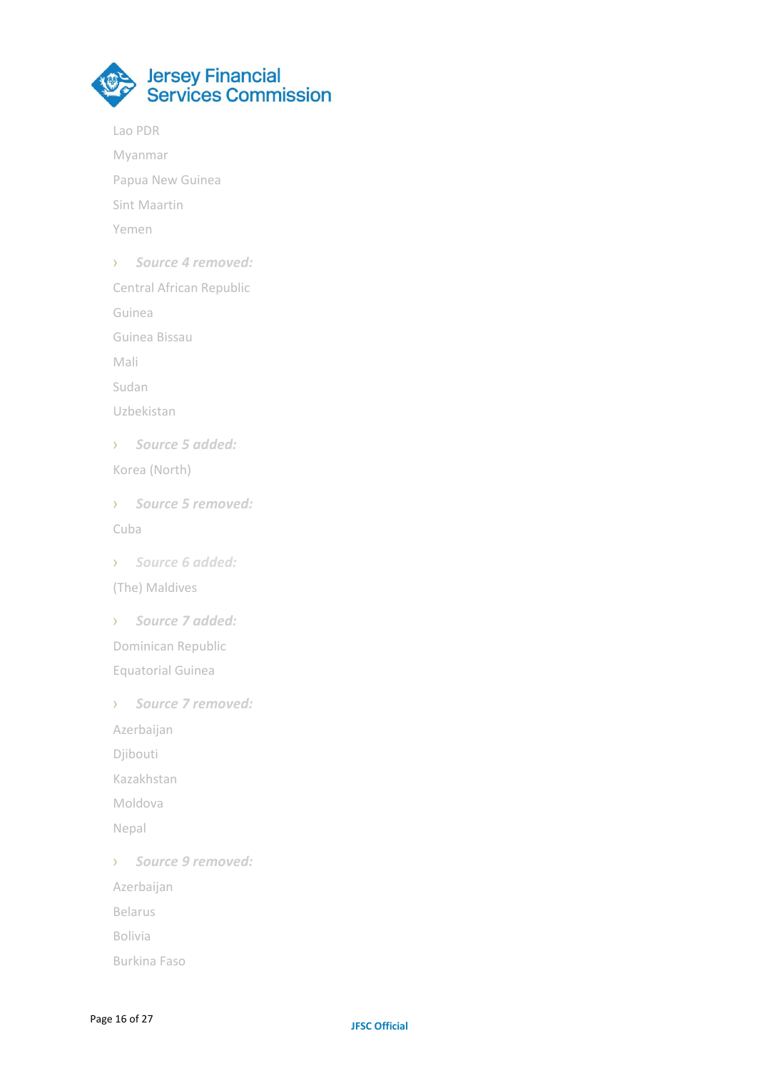Lao PDR

Myanmar

Papua New Guinea

Sint Maartin

Yemen

- ***Source 4 removed:***

Central African Republic

Guinea

Guinea Bissau

Mali

Sudan

Uzbekistan

- ***Source 5 added:***

Korea (North)

- ***Source 5 removed:***

Cuba

- ***Source 6 added:***

(The) Maldives

- ***Source 7 added:***

Dominican Republic

Equatorial Guinea

- ***Source 7 removed:***

Azerbaijan

Djibouti

Kazakhstan

Moldova

Nepal

- ***Source 9 removed:***

Azerbaijan

Belarus

Bolivia

Burkina Faso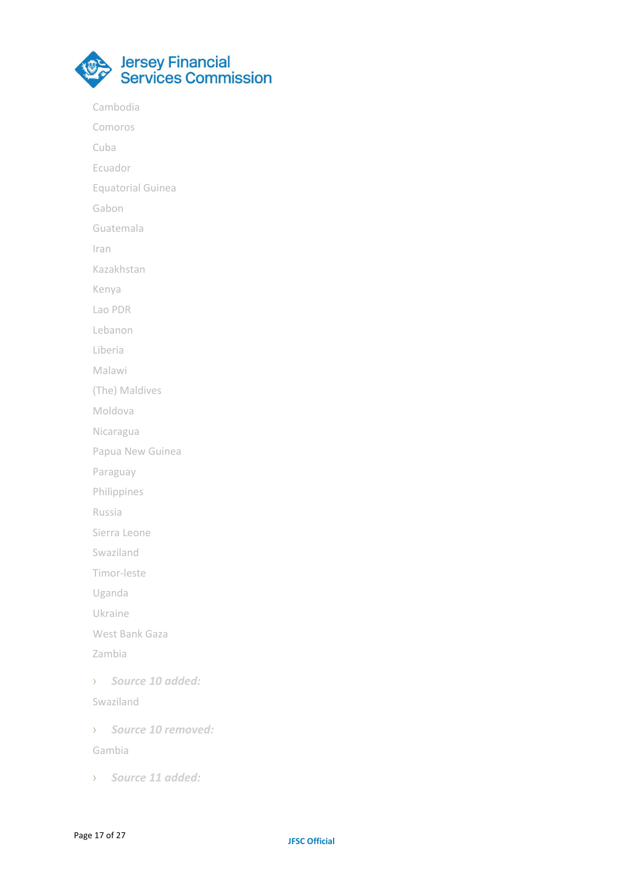Cambodia

Comoros

Cuba

Ecuador

Equatorial Guinea

Gabon

Guatemala

Iran

Kazakhstan

Kenya

Lao PDR

Lebanon

Liberia

Malawi

(The) Maldives

Moldova

Nicaragua

Papua New Guinea

Paraguay

Philippines

Russia

Sierra Leone

Swaziland

Timor-leste

Uganda

Ukraine

West Bank Gaza

Zambia

- ***Source 10 added:***

Swaziland

- ***Source 10 removed:***

Gambia

- ***Source 11 added:***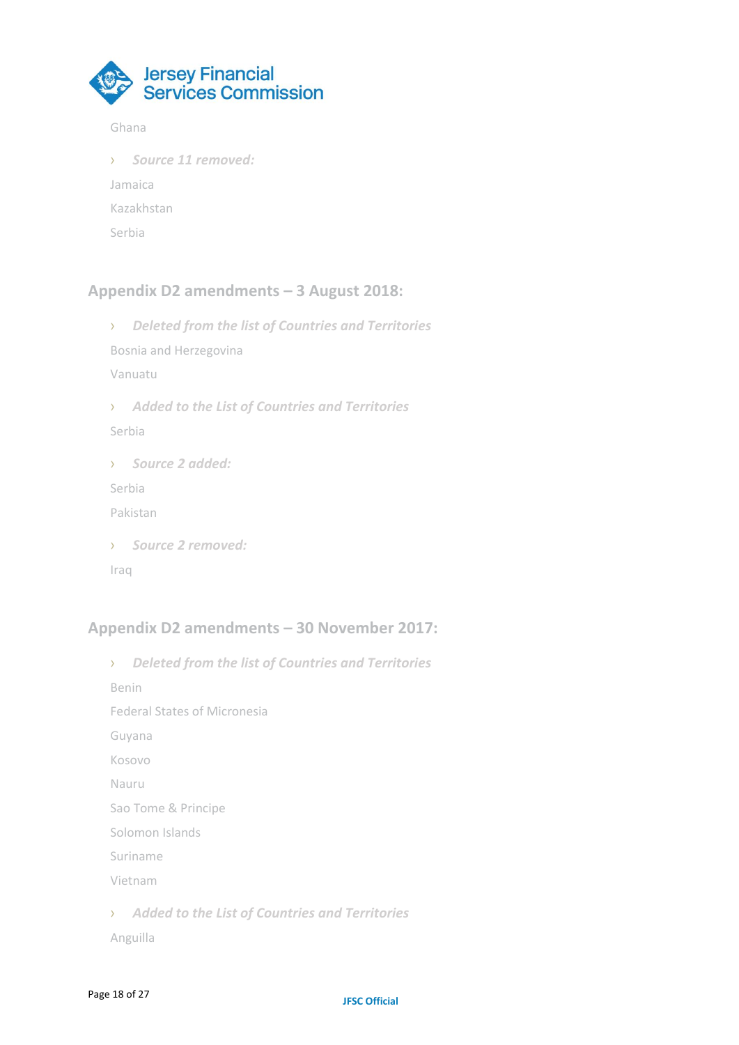Ghana

- *Source 11 removed:*

Jamaica

Kazakhstan

Serbia

## Appendix D2 amendments – 3 August 2018:

- *Deleted from the list of Countries and Territories*

Bosnia and Herzegovina

Vanuatu

- *Added to the List of Countries and Territories*

Serbia

- *Source 2 added:*

Serbia

Pakistan

- *Source 2 removed:*

Iraq

## Appendix D2 amendments – 30 November 2017:

- *Deleted from the list of Countries and Territories*

Benin

Federal States of Micronesia

Guyana

Kosovo

Nauru

Sao Tome & Principe

Solomon Islands

Suriname

Vietnam

- *Added to the List of Countries and Territories*

Anguilla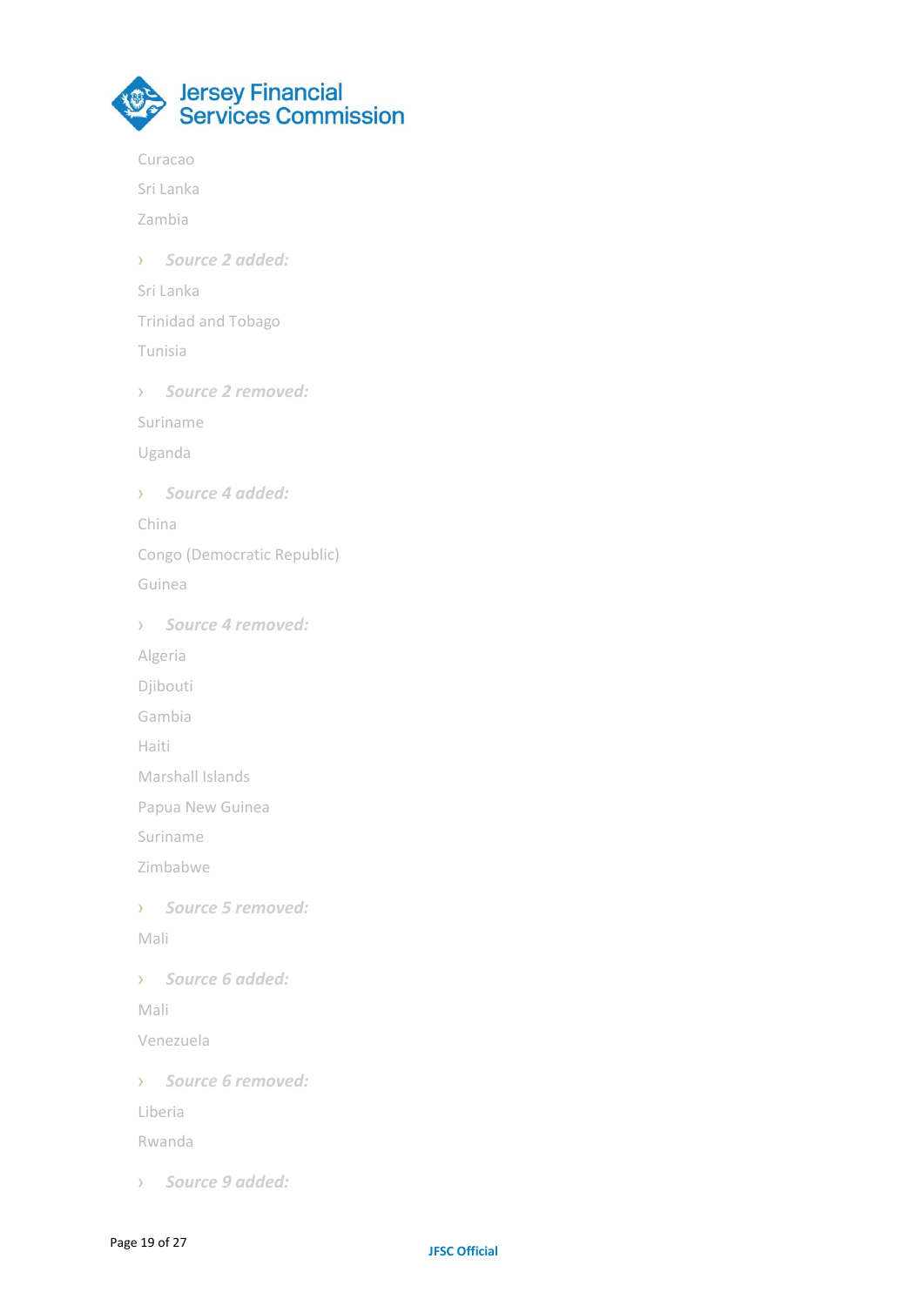Curacao

Sri Lanka

Zambia

- ***Source 2 added:***

Sri Lanka

Trinidad and Tobago

Tunisia

- ***Source 2 removed:***

Suriname

Uganda

- ***Source 4 added:***

China

Congo (Democratic Republic)

Guinea

- ***Source 4 removed:***

Algeria

Djibouti

Gambia

Haiti

Marshall Islands

Papua New Guinea

Suriname

Zimbabwe

- ***Source 5 removed:***

Mali

- ***Source 6 added:***

Mali

Venezuela

- ***Source 6 removed:***

Liberia

Rwanda

- ***Source 9 added:***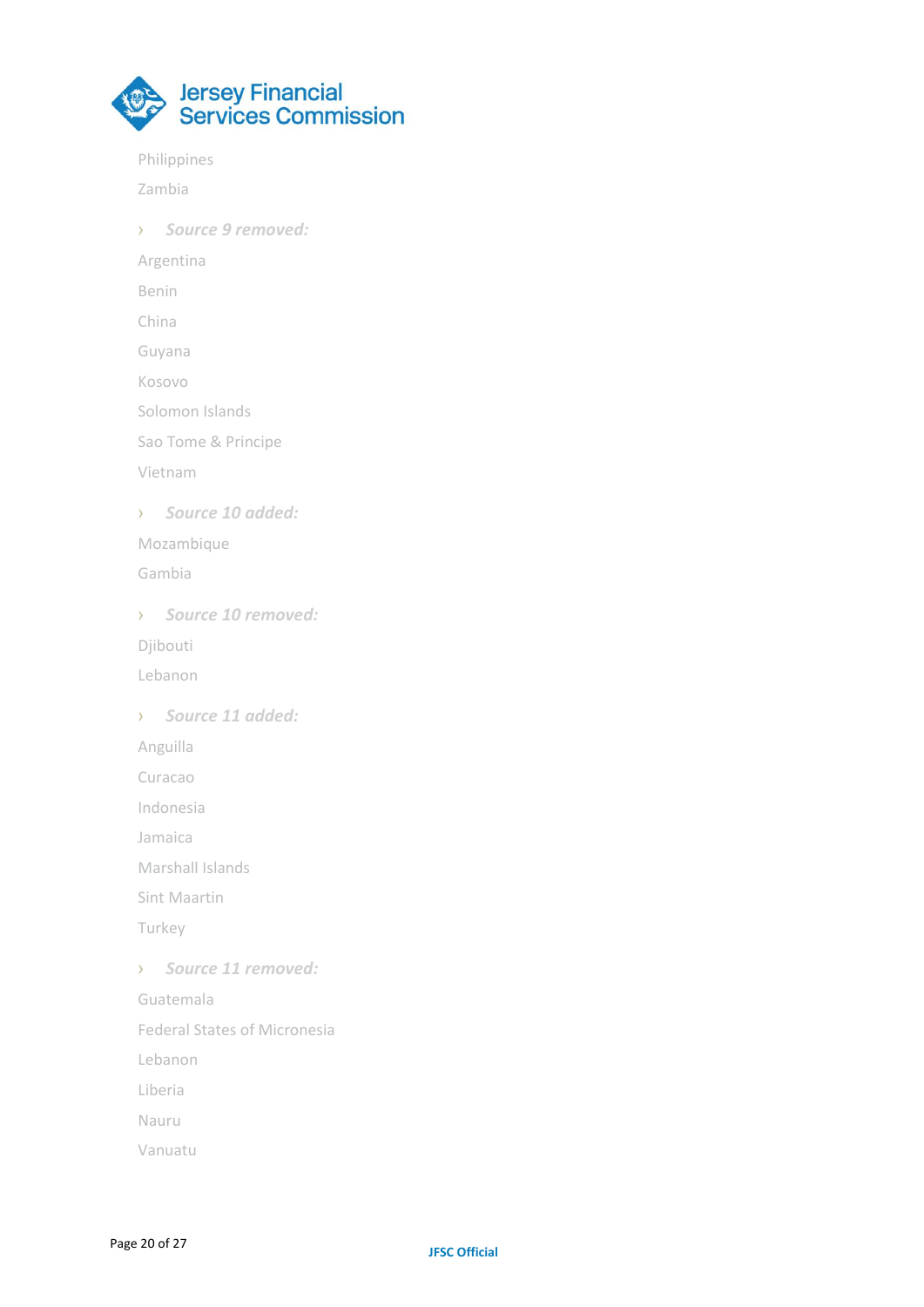Philippines

Zambia

- ***Source 9 removed:***

Argentina

Benin

China

Guyana

Kosovo

Solomon Islands

Sao Tome & Principe

Vietnam

- ***Source 10 added:***

Mozambique

Gambia

- ***Source 10 removed:***

Djibouti

Lebanon

- ***Source 11 added:***

Anguilla

Curacao

Indonesia

Jamaica

Marshall Islands

Sint Maartin

Turkey

- ***Source 11 removed:***

Guatemala

Federal States of Micronesia

Lebanon

Liberia

Nauru

Vanuatu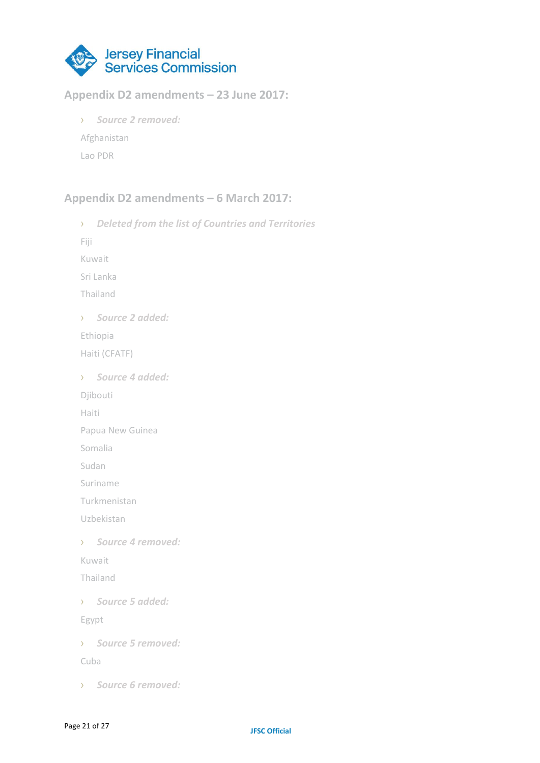## Appendix D2 amendments – 23 June 2017:

- *Source 2 removed:*

Afghanistan

Lao PDR

## Appendix D2 amendments – 6 March 2017:

- *Deleted from the list of Countries and Territories*

Fiji

Kuwait

Sri Lanka

Thailand

- *Source 2 added:*

Ethiopia

Haiti (CFATF)

- *Source 4 added:*

Djibouti

Haiti

Papua New Guinea

Somalia

Sudan

Suriname

Turkmenistan

Uzbekistan

- *Source 4 removed:*

Kuwait

Thailand

- *Source 5 added:*

Egypt

- *Source 5 removed:*

Cuba

- *Source 6 removed:*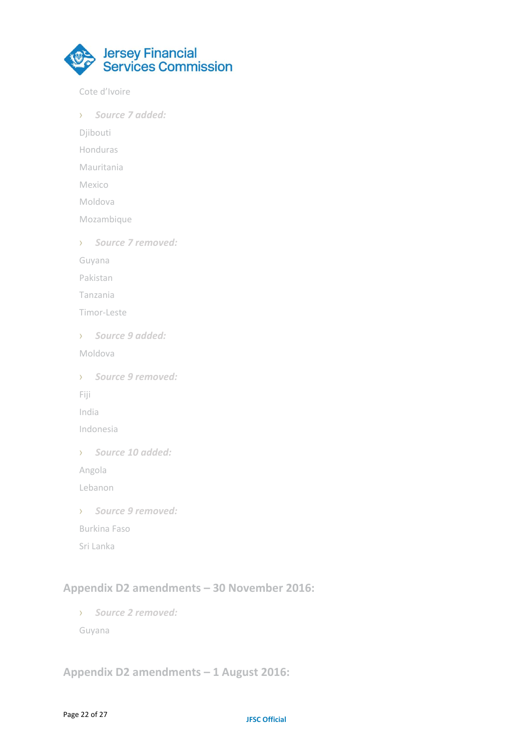Cote d'Ivoire

- *Source 7 added:*

Djibouti

Honduras

Mauritania

Mexico

Moldova

Mozambique

- *Source 7 removed:*

Guyana

Pakistan

Tanzania

Timor-Leste

- *Source 9 added:*

Moldova

- *Source 9 removed:*

Fiji

India

Indonesia

- *Source 10 added:*

Angola

Lebanon

- *Source 9 removed:*

Burkina Faso

Sri Lanka

## Appendix D2 amendments – 30 November 2016:

- *Source 2 removed:*

Guyana

## Appendix D2 amendments – 1 August 2016: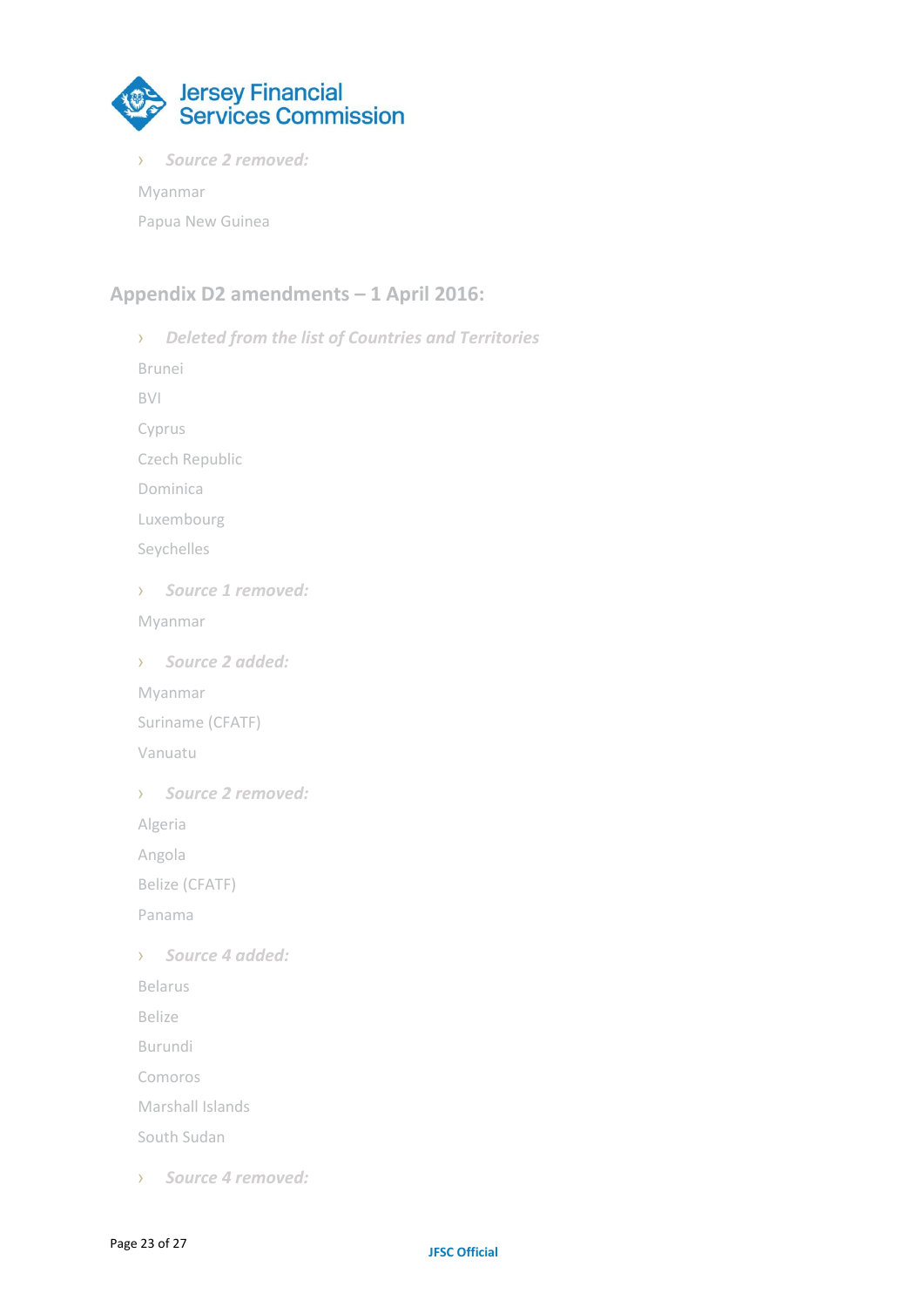› *Source 2 removed:*

Myanmar

Papua New Guinea

## Appendix D2 amendments – 1 April 2016:

› *Deleted from the list of Countries and Territories*

Brunei

BVI

Cyprus

Czech Republic

Dominica

Luxembourg

Seychelles

› *Source 1 removed:*

Myanmar

› *Source 2 added:*

Myanmar

Suriname (CFATF)

Vanuatu

› *Source 2 removed:*

Algeria

Angola

Belize (CFATF)

Panama

› *Source 4 added:*

Belarus

Belize

Burundi

Comoros

Marshall Islands

South Sudan

› *Source 4 removed:*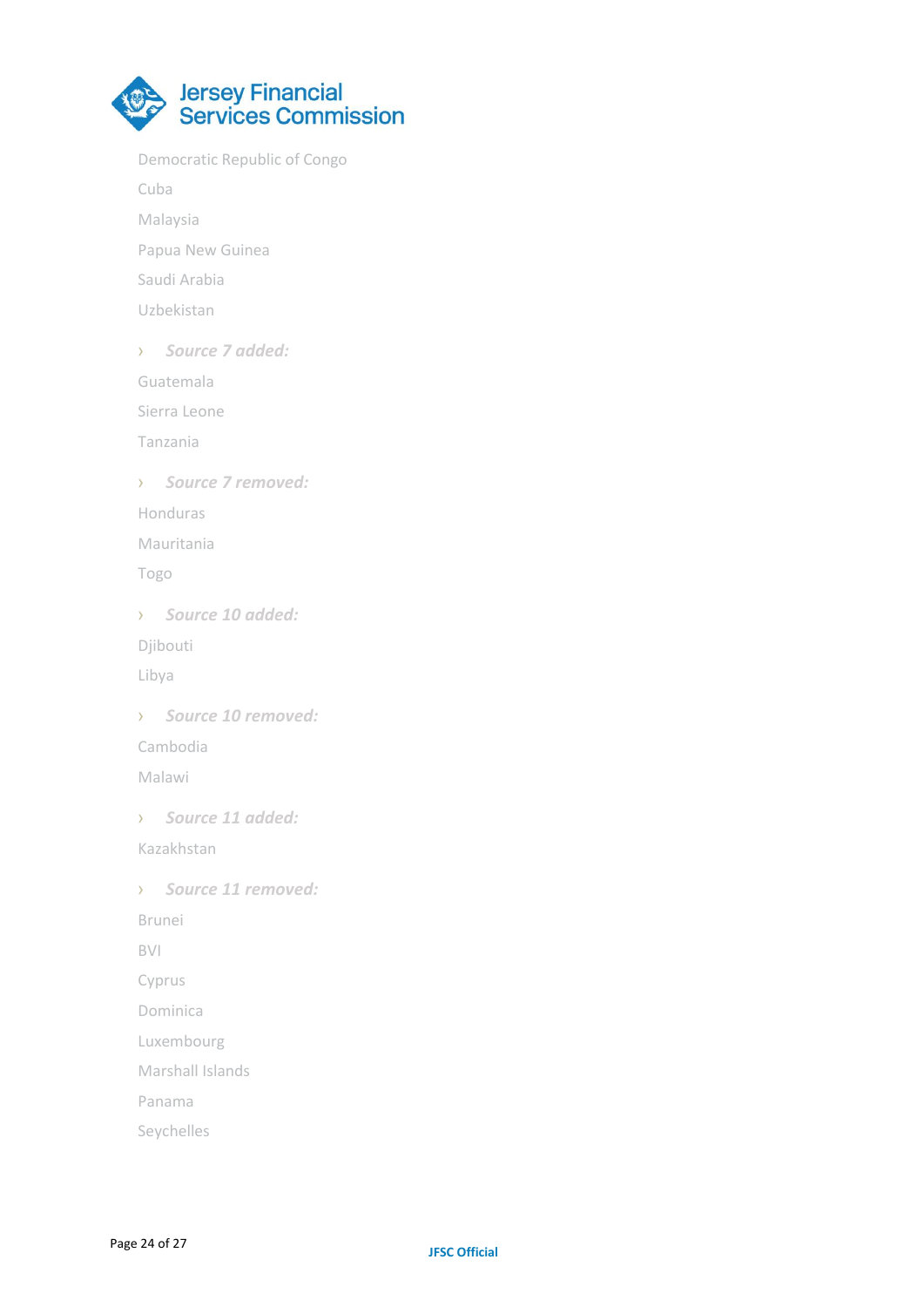Democratic Republic of Congo

Cuba

Malaysia

Papua New Guinea

Saudi Arabia

Uzbekistan

- ***Source 7 added:***

Guatemala

Sierra Leone

Tanzania

- ***Source 7 removed:***

Honduras

Mauritania

Togo

- ***Source 10 added:***

Djibouti

Libya

- ***Source 10 removed:***

Cambodia

Malawi

- ***Source 11 added:***

Kazakhstan

- ***Source 11 removed:***

Brunei

BVI

Cyprus

Dominica

Luxembourg

Marshall Islands

Panama

Seychelles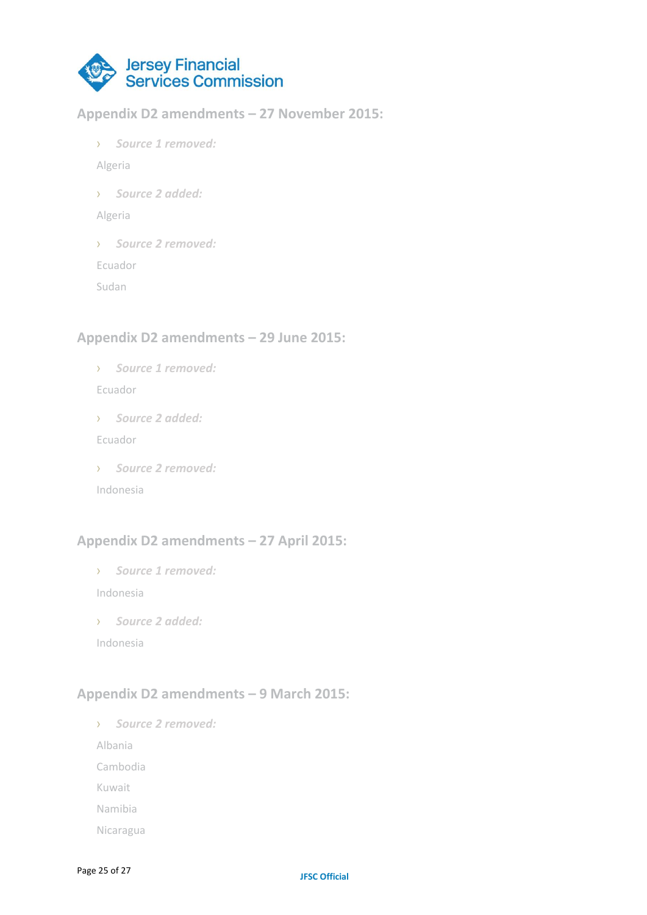## Appendix D2 amendments – 27 November 2015:

- ***Source 1 removed:***

Algeria

- ***Source 2 added:***

Algeria

- ***Source 2 removed:***

Ecuador

Sudan

## Appendix D2 amendments – 29 June 2015:

- ***Source 1 removed:***

Ecuador

- ***Source 2 added:***

Ecuador

- ***Source 2 removed:***

Indonesia

## Appendix D2 amendments – 27 April 2015:

- ***Source 1 removed:***

Indonesia

- ***Source 2 added:***

Indonesia

## Appendix D2 amendments – 9 March 2015:

- ***Source 2 removed:***

Albania

Cambodia

Kuwait

Namibia

Nicaragua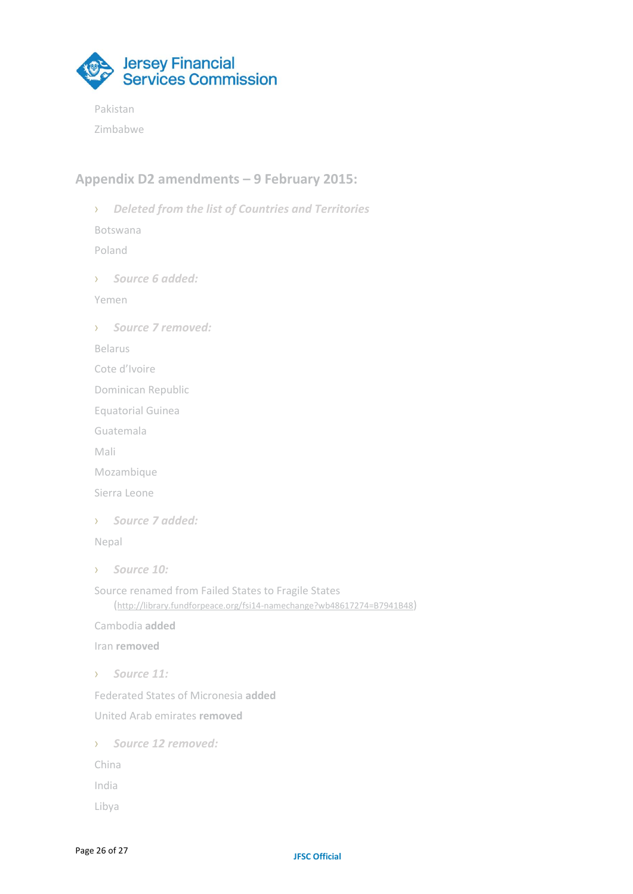Pakistan

Zimbabwe

## Appendix D2 amendments – 9 February 2015:

- ***Deleted from the list of Countries and Territories***

Botswana

Poland

- ***Source 6 added:***

Yemen

- ***Source 7 removed:***

Belarus

Cote d'Ivoire

Dominican Republic

Equatorial Guinea

Guatemala

Mali

Mozambique

Sierra Leone

- ***Source 7 added:***

Nepal

- ***Source 10:***

Source renamed from Failed States to Fragile States (http://library.fundforpeace.org/fsi14-namechange?wb48617274=B7941B48)

Cambodia **added**

Iran **removed**

- ***Source 11:***

Federated States of Micronesia **added**

United Arab emirates **removed**

- ***Source 12 removed:***

China

India

Libya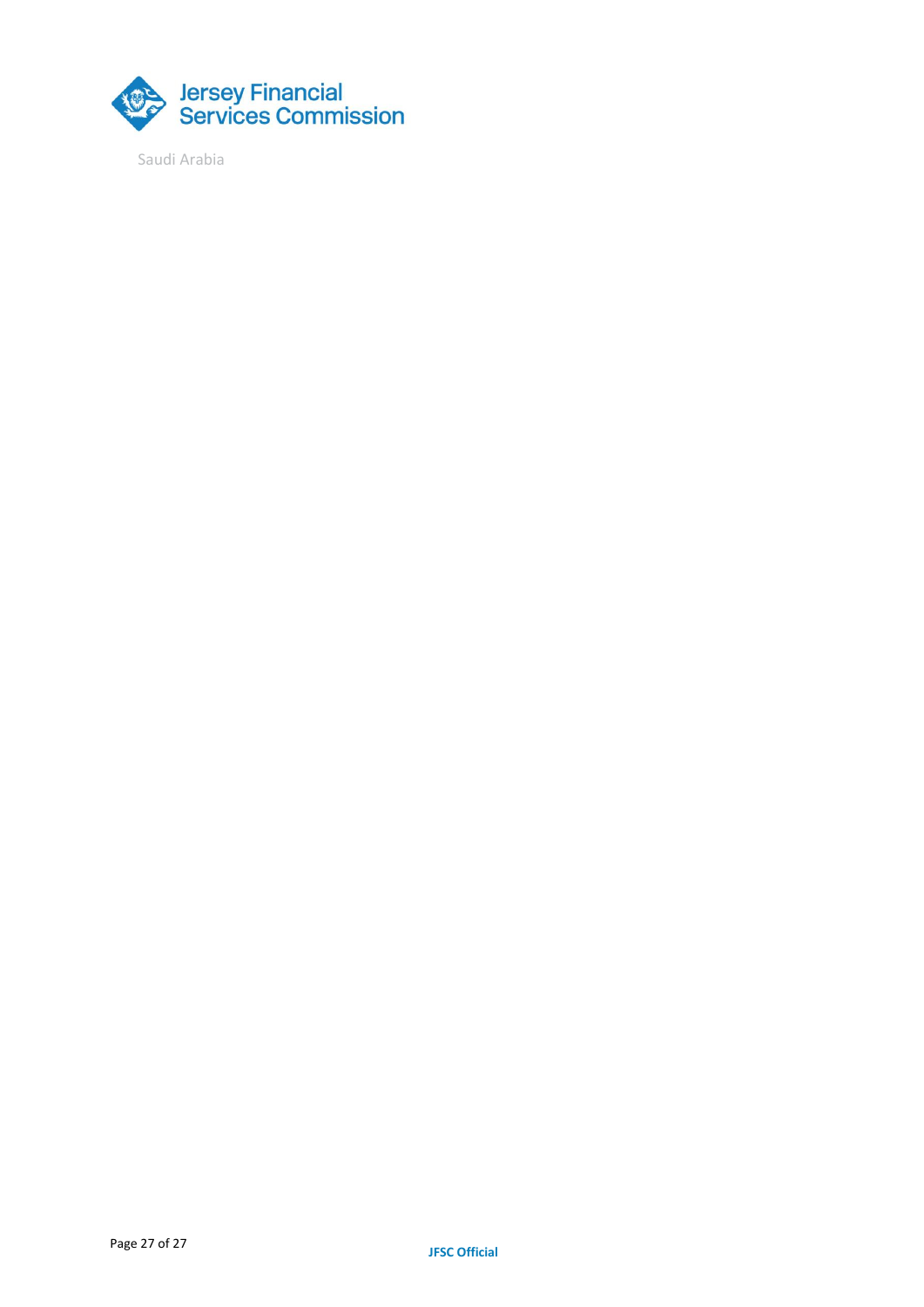Saudi Arabia